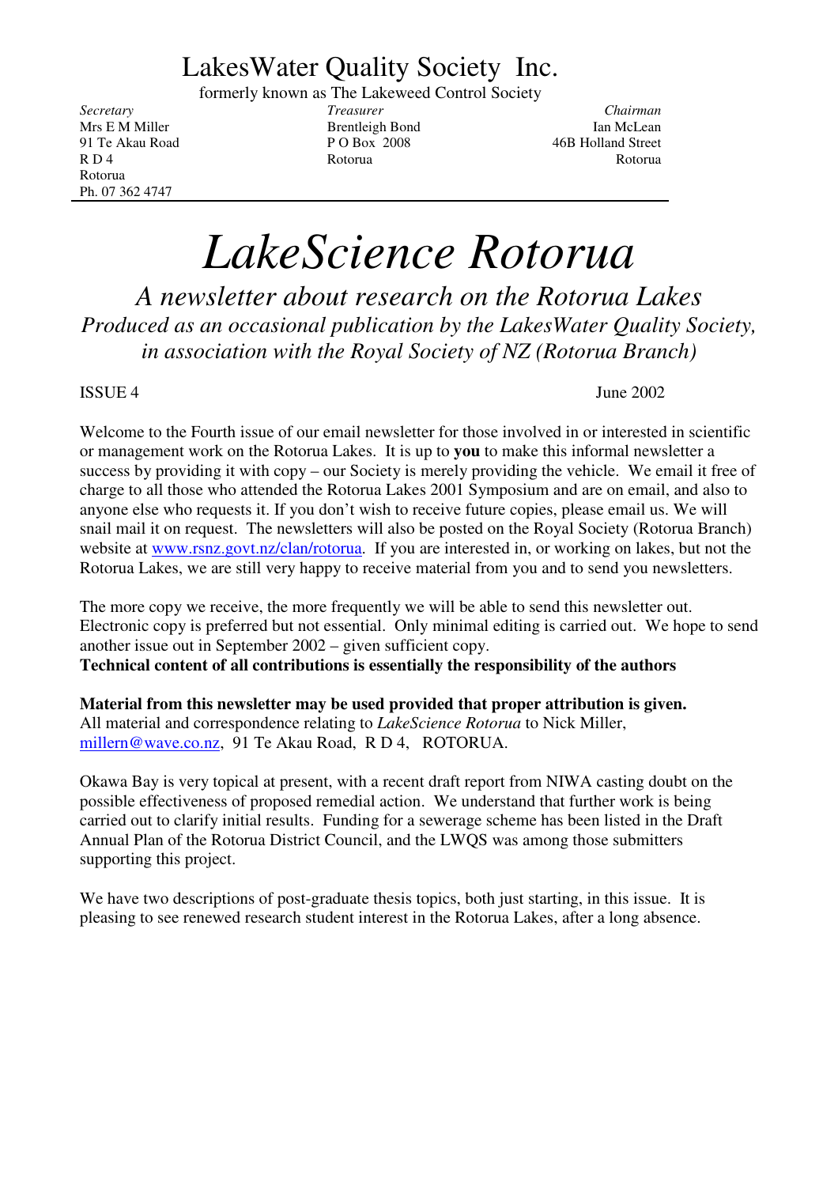# LakesWater Quality Society Inc.

formerly known as The Lakeweed Control Society

| *Secretary* | *Treasurer* | *Chairman* |
| --- | --- | --- |
| Mrs E M Miller | Brentleigh Bond | Ian McLean |
| 91 Te Akau Road | P O Box 2008 | 46B Holland Street |
| R D 4 | Rotorua | Rotorua |
| Rotorua | | |
| Ph. 07 362 4747 | | |

# *LakeScience Rotorua*

## *A newsletter about research on the Rotorua Lakes*

*Produced as an occasional publication by the LakesWater Quality Society, in association with the Royal Society of NZ (Rotorua Branch)*

ISSUE 4 June 2002

Welcome to the Fourth issue of our email newsletter for those involved in or interested in scientific or management work on the Rotorua Lakes. It is up to **you** to make this informal newsletter a success by providing it with copy – our Society is merely providing the vehicle. We email it free of charge to all those who attended the Rotorua Lakes 2001 Symposium and are on email, and also to anyone else who requests it. If you don't wish to receive future copies, please email us. We will snail mail it on request. The newsletters will also be posted on the Royal Society (Rotorua Branch) website at www.rsnz.govt.nz/clan/rotorua. If you are interested in, or working on lakes, but not the Rotorua Lakes, we are still very happy to receive material from you and to send you newsletters.

The more copy we receive, the more frequently we will be able to send this newsletter out. Electronic copy is preferred but not essential. Only minimal editing is carried out. We hope to send another issue out in September 2002 – given sufficient copy.

**Technical content of all contributions is essentially the responsibility of the authors**

**Material from this newsletter may be used provided that proper attribution is given.**
All material and correspondence relating to *LakeScience Rotorua* to Nick Miller, millern@wave.co.nz, 91 Te Akau Road, R D 4, ROTORUA.

Okawa Bay is very topical at present, with a recent draft report from NIWA casting doubt on the possible effectiveness of proposed remedial action. We understand that further work is being carried out to clarify initial results. Funding for a sewerage scheme has been listed in the Draft Annual Plan of the Rotorua District Council, and the LWQS was among those submitters supporting this project.

We have two descriptions of post-graduate thesis topics, both just starting, in this issue. It is pleasing to see renewed research student interest in the Rotorua Lakes, after a long absence.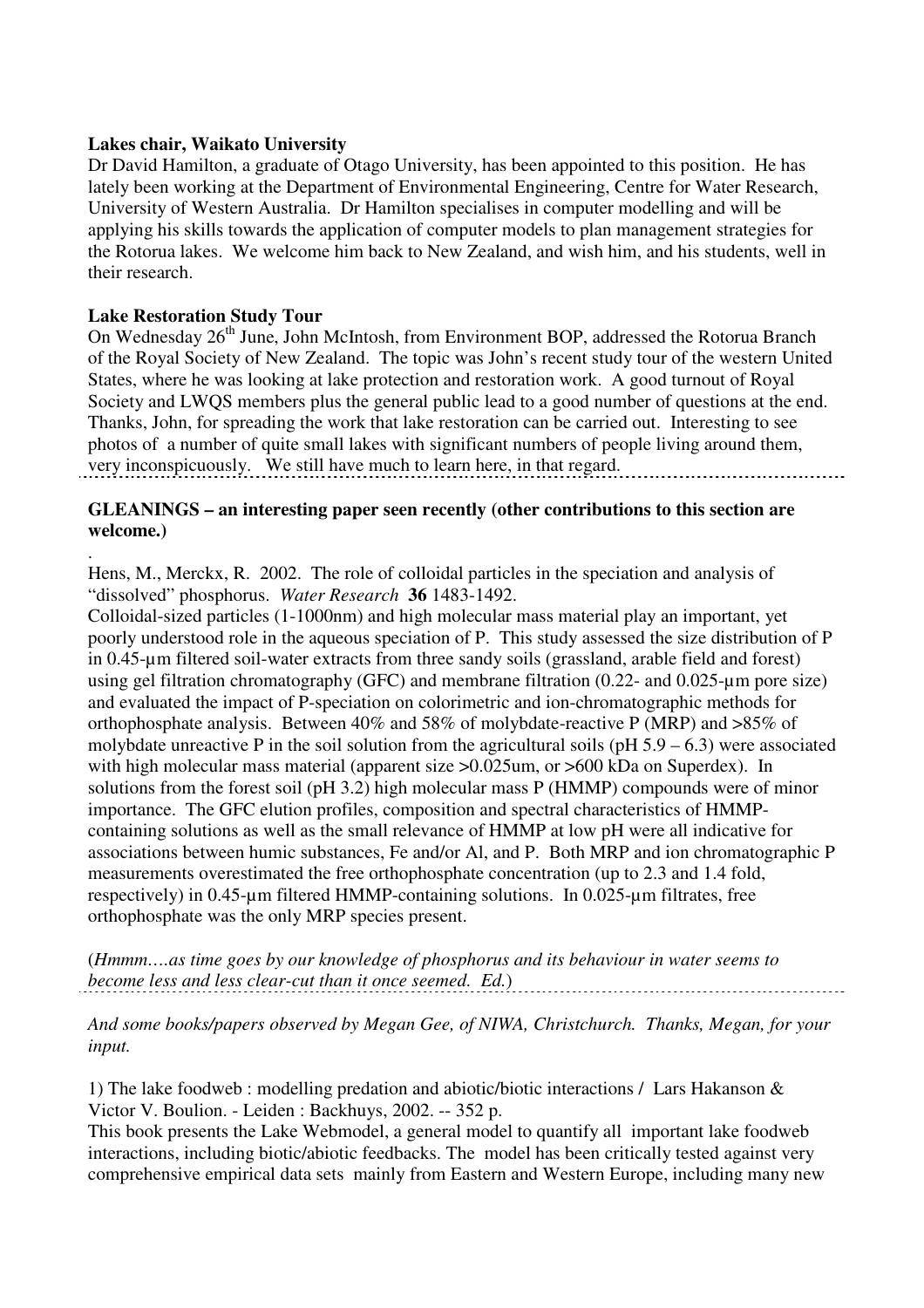**Lakes chair, Waikato University**

Dr David Hamilton, a graduate of Otago University, has been appointed to this position. He has lately been working at the Department of Environmental Engineering, Centre for Water Research, University of Western Australia. Dr Hamilton specialises in computer modelling and will be applying his skills towards the application of computer models to plan management strategies for the Rotorua lakes. We welcome him back to New Zealand, and wish him, and his students, well in their research.

**Lake Restoration Study Tour**

On Wednesday 26th June, John McIntosh, from Environment BOP, addressed the Rotorua Branch of the Royal Society of New Zealand. The topic was John's recent study tour of the western United States, where he was looking at lake protection and restoration work. A good turnout of Royal Society and LWQS members plus the general public lead to a good number of questions at the end. Thanks, John, for spreading the work that lake restoration can be carried out. Interesting to see photos of a number of quite small lakes with significant numbers of people living around them, very inconspicuously. We still have much to learn here, in that regard.

---

**GLEANINGS – an interesting paper seen recently (other contributions to this section are welcome.)**

.

Hens, M., Merckx, R. 2002. The role of colloidal particles in the speciation and analysis of "dissolved" phosphorus. *Water Research* **36** 1483-1492.

Colloidal-sized particles (1-1000nm) and high molecular mass material play an important, yet poorly understood role in the aqueous speciation of P. This study assessed the size distribution of P in 0.45-µm filtered soil-water extracts from three sandy soils (grassland, arable field and forest) using gel filtration chromatography (GFC) and membrane filtration (0.22- and 0.025-µm pore size) and evaluated the impact of P-speciation on colorimetric and ion-chromatographic methods for orthophosphate analysis. Between 40% and 58% of molybdate-reactive P (MRP) and >85% of molybdate unreactive P in the soil solution from the agricultural soils (pH 5.9 – 6.3) were associated with high molecular mass material (apparent size >0.025um, or >600 kDa on Superdex). In solutions from the forest soil (pH 3.2) high molecular mass P (HMMP) compounds were of minor importance. The GFC elution profiles, composition and spectral characteristics of HMMP-containing solutions as well as the small relevance of HMMP at low pH were all indicative for associations between humic substances, Fe and/or Al, and P. Both MRP and ion chromatographic P measurements overestimated the free orthophosphate concentration (up to 2.3 and 1.4 fold, respectively) in 0.45-µm filtered HMMP-containing solutions. In 0.025-µm filtrates, free orthophosphate was the only MRP species present.

(*Hmmm….as time goes by our knowledge of phosphorus and its behaviour in water seems to become less and less clear-cut than it once seemed. Ed.*)

---

*And some books/papers observed by Megan Gee, of NIWA, Christchurch. Thanks, Megan, for your input.*

1) The lake foodweb : modelling predation and abiotic/biotic interactions / Lars Hakanson & Victor V. Boulion. - Leiden : Backhuys, 2002. -- 352 p.

This book presents the Lake Webmodel, a general model to quantify all important lake foodweb interactions, including biotic/abiotic feedbacks. The model has been critically tested against very comprehensive empirical data sets mainly from Eastern and Western Europe, including many new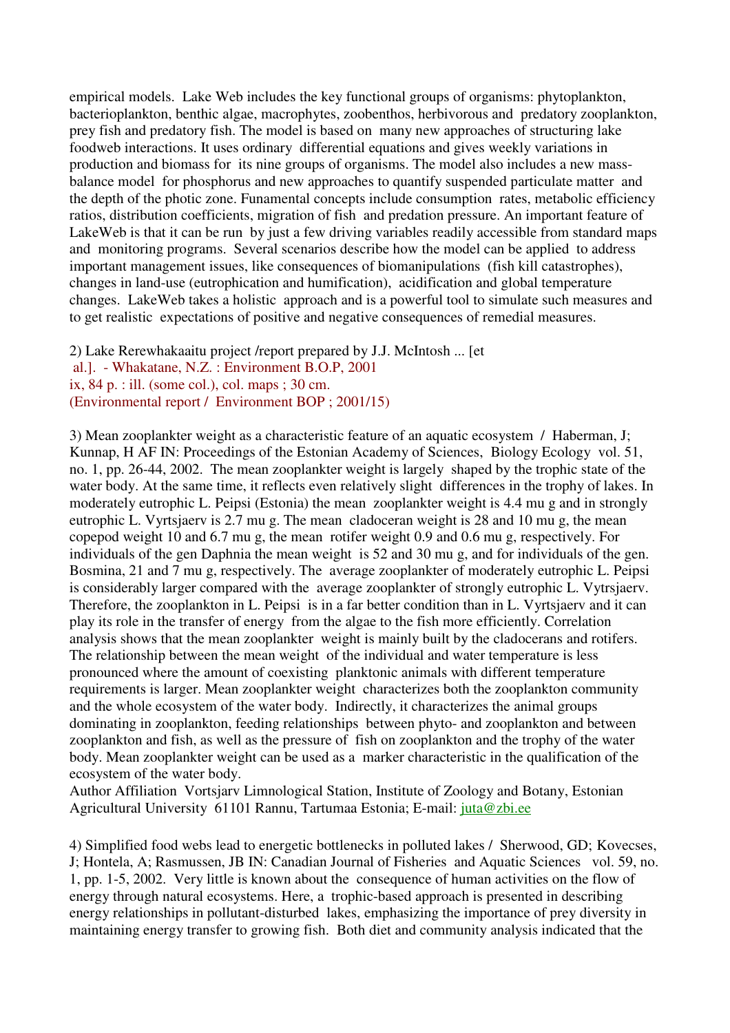empirical models. Lake Web includes the key functional groups of organisms: phytoplankton, bacterioplankton, benthic algae, macrophytes, zoobenthos, herbivorous and predatory zooplankton, prey fish and predatory fish. The model is based on many new approaches of structuring lake foodweb interactions. It uses ordinary differential equations and gives weekly variations in production and biomass for its nine groups of organisms. The model also includes a new mass-balance model for phosphorus and new approaches to quantify suspended particulate matter and the depth of the photic zone. Funamental concepts include consumption rates, metabolic efficiency ratios, distribution coefficients, migration of fish and predation pressure. An important feature of LakeWeb is that it can be run by just a few driving variables readily accessible from standard maps and monitoring programs. Several scenarios describe how the model can be applied to address important management issues, like consequences of biomanipulations (fish kill catastrophes), changes in land-use (eutrophication and humification), acidification and global temperature changes. LakeWeb takes a holistic approach and is a powerful tool to simulate such measures and to get realistic expectations of positive and negative consequences of remedial measures.

2) Lake Rerewhakaaitu project /report prepared by J.J. McIntosh ... [et al.]. - Whakatane, N.Z. : Environment B.O.P, 2001
ix, 84 p. : ill. (some col.), col. maps ; 30 cm.
(Environmental report / Environment BOP ; 2001/15)

3) Mean zooplankter weight as a characteristic feature of an aquatic ecosystem / Haberman, J; Kunnap, H AF IN: Proceedings of the Estonian Academy of Sciences, Biology Ecology vol. 51, no. 1, pp. 26-44, 2002. The mean zooplankter weight is largely shaped by the trophic state of the water body. At the same time, it reflects even relatively slight differences in the trophy of lakes. In moderately eutrophic L. Peipsi (Estonia) the mean zooplankter weight is 4.4 mu g and in strongly eutrophic L. Vyrtsjaerv is 2.7 mu g. The mean cladoceran weight is 28 and 10 mu g, the mean copepod weight 10 and 6.7 mu g, the mean rotifer weight 0.9 and 0.6 mu g, respectively. For individuals of the gen Daphnia the mean weight is 52 and 30 mu g, and for individuals of the gen. Bosmina, 21 and 7 mu g, respectively. The average zooplankter of moderately eutrophic L. Peipsi is considerably larger compared with the average zooplankter of strongly eutrophic L. Vytrsjaerv. Therefore, the zooplankton in L. Peipsi is in a far better condition than in L. Vyrtsjaerv and it can play its role in the transfer of energy from the algae to the fish more efficiently. Correlation analysis shows that the mean zooplankter weight is mainly built by the cladocerans and rotifers. The relationship between the mean weight of the individual and water temperature is less pronounced where the amount of coexisting planktonic animals with different temperature requirements is larger. Mean zooplankter weight characterizes both the zooplankton community and the whole ecosystem of the water body. Indirectly, it characterizes the animal groups dominating in zooplankton, feeding relationships between phyto- and zooplankton and between zooplankton and fish, as well as the pressure of fish on zooplankton and the trophy of the water body. Mean zooplankter weight can be used as a marker characteristic in the qualification of the ecosystem of the water body.
Author Affiliation Vortsjarv Limnological Station, Institute of Zoology and Botany, Estonian Agricultural University 61101 Rannu, Tartumaa Estonia; E-mail: juta@zbi.ee

4) Simplified food webs lead to energetic bottlenecks in polluted lakes / Sherwood, GD; Kovecses, J; Hontela, A; Rasmussen, JB IN: Canadian Journal of Fisheries and Aquatic Sciences vol. 59, no. 1, pp. 1-5, 2002. Very little is known about the consequence of human activities on the flow of energy through natural ecosystems. Here, a trophic-based approach is presented in describing energy relationships in pollutant-disturbed lakes, emphasizing the importance of prey diversity in maintaining energy transfer to growing fish. Both diet and community analysis indicated that the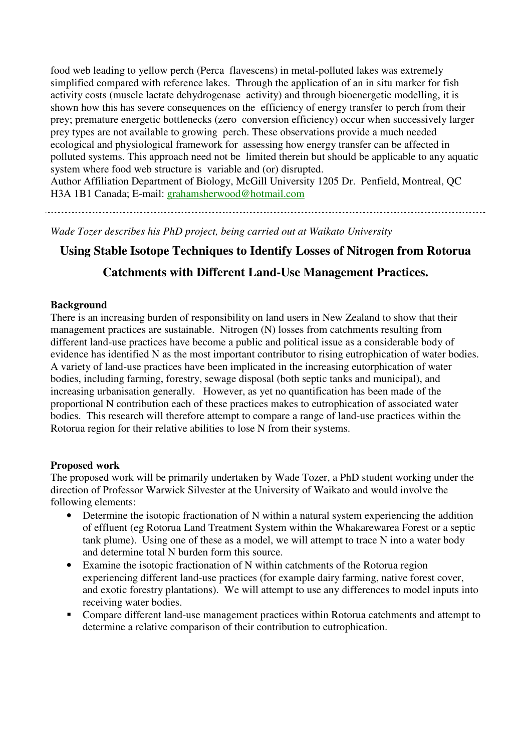food web leading to yellow perch (Perca flavescens) in metal-polluted lakes was extremely simplified compared with reference lakes. Through the application of an in situ marker for fish activity costs (muscle lactate dehydrogenase activity) and through bioenergetic modelling, it is shown how this has severe consequences on the efficiency of energy transfer to perch from their prey; premature energetic bottlenecks (zero conversion efficiency) occur when successively larger prey types are not available to growing perch. These observations provide a much needed ecological and physiological framework for assessing how energy transfer can be affected in polluted systems. This approach need not be limited therein but should be applicable to any aquatic system where food web structure is variable and (or) disrupted.
Author Affiliation Department of Biology, McGill University 1205 Dr. Penfield, Montreal, QC H3A 1B1 Canada; E-mail: grahamsherwood@hotmail.com

---

*Wade Tozer describes his PhD project, being carried out at Waikato University*

## Using Stable Isotope Techniques to Identify Losses of Nitrogen from Rotorua Catchments with Different Land-Use Management Practices.

**Background**

There is an increasing burden of responsibility on land users in New Zealand to show that their management practices are sustainable. Nitrogen (N) losses from catchments resulting from different land-use practices have become a public and political issue as a considerable body of evidence has identified N as the most important contributor to rising eutrophication of water bodies. A variety of land-use practices have been implicated in the increasing eutorphication of water bodies, including farming, forestry, sewage disposal (both septic tanks and municipal), and increasing urbanisation generally. However, as yet no quantification has been made of the proportional N contribution each of these practices makes to eutrophication of associated water bodies. This research will therefore attempt to compare a range of land-use practices within the Rotorua region for their relative abilities to lose N from their systems.

**Proposed work**

The proposed work will be primarily undertaken by Wade Tozer, a PhD student working under the direction of Professor Warwick Silvester at the University of Waikato and would involve the following elements:

- Determine the isotopic fractionation of N within a natural system experiencing the addition of effluent (eg Rotorua Land Treatment System within the Whakarewarea Forest or a septic tank plume). Using one of these as a model, we will attempt to trace N into a water body and determine total N burden form this source.
- Examine the isotopic fractionation of N within catchments of the Rotorua region experiencing different land-use practices (for example dairy farming, native forest cover, and exotic forestry plantations). We will attempt to use any differences to model inputs into receiving water bodies.
- Compare different land-use management practices within Rotorua catchments and attempt to determine a relative comparison of their contribution to eutrophication.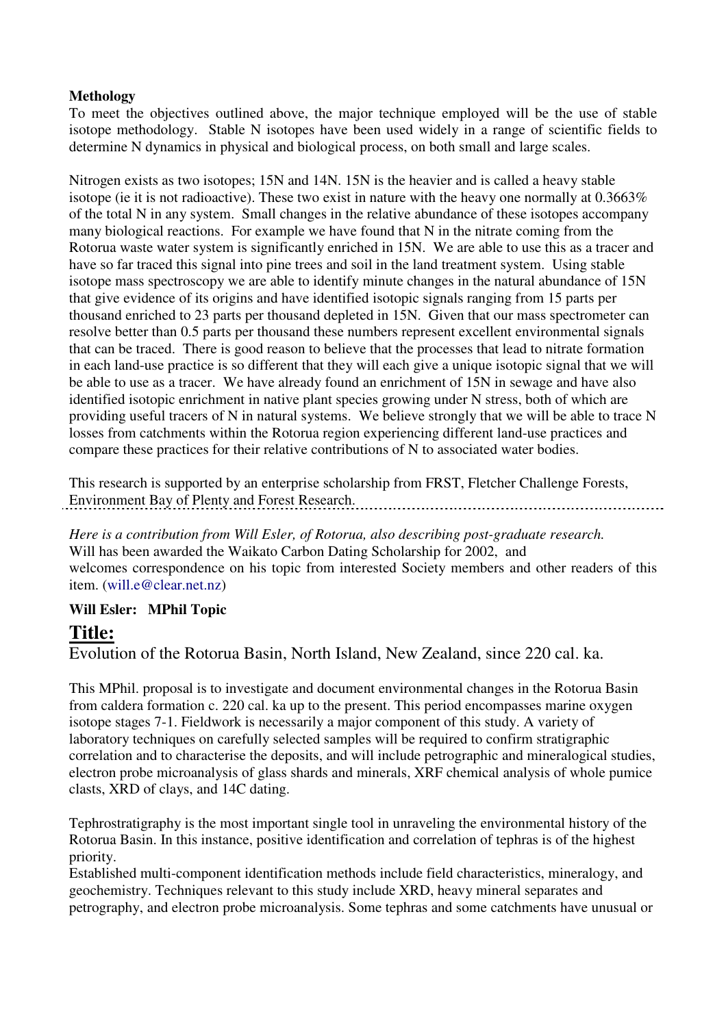**Methology**

To meet the objectives outlined above, the major technique employed will be the use of stable isotope methodology. Stable N isotopes have been used widely in a range of scientific fields to determine N dynamics in physical and biological process, on both small and large scales.

Nitrogen exists as two isotopes; 15N and 14N. 15N is the heavier and is called a heavy stable isotope (ie it is not radioactive). These two exist in nature with the heavy one normally at 0.3663% of the total N in any system. Small changes in the relative abundance of these isotopes accompany many biological reactions. For example we have found that N in the nitrate coming from the Rotorua waste water system is significantly enriched in 15N. We are able to use this as a tracer and have so far traced this signal into pine trees and soil in the land treatment system. Using stable isotope mass spectroscopy we are able to identify minute changes in the natural abundance of 15N that give evidence of its origins and have identified isotopic signals ranging from 15 parts per thousand enriched to 23 parts per thousand depleted in 15N. Given that our mass spectrometer can resolve better than 0.5 parts per thousand these numbers represent excellent environmental signals that can be traced. There is good reason to believe that the processes that lead to nitrate formation in each land-use practice is so different that they will each give a unique isotopic signal that we will be able to use as a tracer. We have already found an enrichment of 15N in sewage and have also identified isotopic enrichment in native plant species growing under N stress, both of which are providing useful tracers of N in natural systems. We believe strongly that we will be able to trace N losses from catchments within the Rotorua region experiencing different land-use practices and compare these practices for their relative contributions of N to associated water bodies.

This research is supported by an enterprise scholarship from FRST, Fletcher Challenge Forests, Environment Bay of Plenty and Forest Research.

---

*Here is a contribution from Will Esler, of Rotorua, also describing post-graduate research.*
Will has been awarded the Waikato Carbon Dating Scholarship for 2002, and welcomes correspondence on his topic from interested Society members and other readers of this item. (will.e@clear.net.nz)

**Will Esler: MPhil Topic**

## Title:

Evolution of the Rotorua Basin, North Island, New Zealand, since 220 cal. ka.

This MPhil. proposal is to investigate and document environmental changes in the Rotorua Basin from caldera formation c. 220 cal. ka up to the present. This period encompasses marine oxygen isotope stages 7-1. Fieldwork is necessarily a major component of this study. A variety of laboratory techniques on carefully selected samples will be required to confirm stratigraphic correlation and to characterise the deposits, and will include petrographic and mineralogical studies, electron probe microanalysis of glass shards and minerals, XRF chemical analysis of whole pumice clasts, XRD of clays, and 14C dating.

Tephrostratigraphy is the most important single tool in unraveling the environmental history of the Rotorua Basin. In this instance, positive identification and correlation of tephras is of the highest priority.
Established multi-component identification methods include field characteristics, mineralogy, and geochemistry. Techniques relevant to this study include XRD, heavy mineral separates and petrography, and electron probe microanalysis. Some tephras and some catchments have unusual or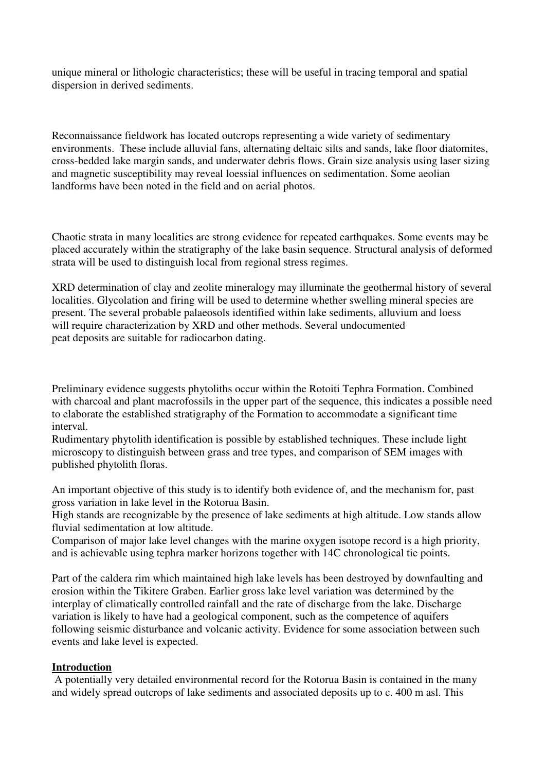unique mineral or lithologic characteristics; these will be useful in tracing temporal and spatial dispersion in derived sediments.

Reconnaissance fieldwork has located outcrops representing a wide variety of sedimentary environments. These include alluvial fans, alternating deltaic silts and sands, lake floor diatomites, cross-bedded lake margin sands, and underwater debris flows. Grain size analysis using laser sizing and magnetic susceptibility may reveal loessial influences on sedimentation. Some aeolian landforms have been noted in the field and on aerial photos.

Chaotic strata in many localities are strong evidence for repeated earthquakes. Some events may be placed accurately within the stratigraphy of the lake basin sequence. Structural analysis of deformed strata will be used to distinguish local from regional stress regimes.

XRD determination of clay and zeolite mineralogy may illuminate the geothermal history of several localities. Glycolation and firing will be used to determine whether swelling mineral species are present. The several probable palaeosols identified within lake sediments, alluvium and loess will require characterization by XRD and other methods. Several undocumented peat deposits are suitable for radiocarbon dating.

Preliminary evidence suggests phytoliths occur within the Rotoiti Tephra Formation. Combined with charcoal and plant macrofossils in the upper part of the sequence, this indicates a possible need to elaborate the established stratigraphy of the Formation to accommodate a significant time interval.
Rudimentary phytolith identification is possible by established techniques. These include light microscopy to distinguish between grass and tree types, and comparison of SEM images with published phytolith floras.

An important objective of this study is to identify both evidence of, and the mechanism for, past gross variation in lake level in the Rotorua Basin.
High stands are recognizable by the presence of lake sediments at high altitude. Low stands allow fluvial sedimentation at low altitude.
Comparison of major lake level changes with the marine oxygen isotope record is a high priority, and is achievable using tephra marker horizons together with 14C chronological tie points.

Part of the caldera rim which maintained high lake levels has been destroyed by downfaulting and erosion within the Tikitere Graben. Earlier gross lake level variation was determined by the interplay of climatically controlled rainfall and the rate of discharge from the lake. Discharge variation is likely to have had a geological component, such as the competence of aquifers following seismic disturbance and volcanic activity. Evidence for some association between such events and lake level is expected.

## Introduction

A potentially very detailed environmental record for the Rotorua Basin is contained in the many and widely spread outcrops of lake sediments and associated deposits up to c. 400 m asl. This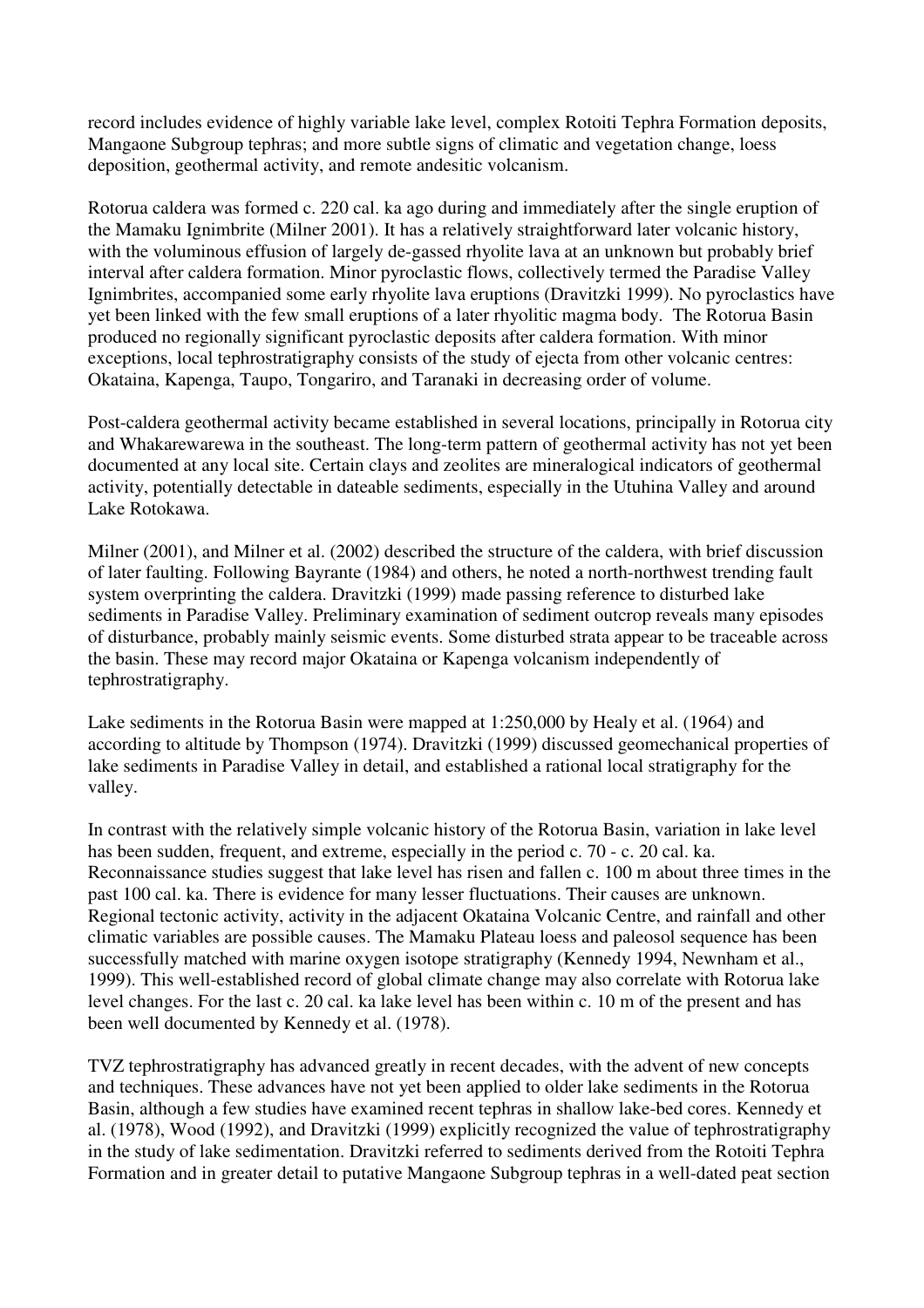record includes evidence of highly variable lake level, complex Rotoiti Tephra Formation deposits, Mangaone Subgroup tephras; and more subtle signs of climatic and vegetation change, loess deposition, geothermal activity, and remote andesitic volcanism.

Rotorua caldera was formed c. 220 cal. ka ago during and immediately after the single eruption of the Mamaku Ignimbrite (Milner 2001). It has a relatively straightforward later volcanic history, with the voluminous effusion of largely de-gassed rhyolite lava at an unknown but probably brief interval after caldera formation. Minor pyroclastic flows, collectively termed the Paradise Valley Ignimbrites, accompanied some early rhyolite lava eruptions (Dravitzki 1999). No pyroclastics have yet been linked with the few small eruptions of a later rhyolitic magma body. The Rotorua Basin produced no regionally significant pyroclastic deposits after caldera formation. With minor exceptions, local tephrostratigraphy consists of the study of ejecta from other volcanic centres: Okataina, Kapenga, Taupo, Tongariro, and Taranaki in decreasing order of volume.

Post-caldera geothermal activity became established in several locations, principally in Rotorua city and Whakarewarewa in the southeast. The long-term pattern of geothermal activity has not yet been documented at any local site. Certain clays and zeolites are mineralogical indicators of geothermal activity, potentially detectable in dateable sediments, especially in the Utuhina Valley and around Lake Rotokawa.

Milner (2001), and Milner et al. (2002) described the structure of the caldera, with brief discussion of later faulting. Following Bayrante (1984) and others, he noted a north-northwest trending fault system overprinting the caldera. Dravitzki (1999) made passing reference to disturbed lake sediments in Paradise Valley. Preliminary examination of sediment outcrop reveals many episodes of disturbance, probably mainly seismic events. Some disturbed strata appear to be traceable across the basin. These may record major Okataina or Kapenga volcanism independently of tephrostratigraphy.

Lake sediments in the Rotorua Basin were mapped at 1:250,000 by Healy et al. (1964) and according to altitude by Thompson (1974). Dravitzki (1999) discussed geomechanical properties of lake sediments in Paradise Valley in detail, and established a rational local stratigraphy for the valley.

In contrast with the relatively simple volcanic history of the Rotorua Basin, variation in lake level has been sudden, frequent, and extreme, especially in the period c. 70 - c. 20 cal. ka. Reconnaissance studies suggest that lake level has risen and fallen c. 100 m about three times in the past 100 cal. ka. There is evidence for many lesser fluctuations. Their causes are unknown. Regional tectonic activity, activity in the adjacent Okataina Volcanic Centre, and rainfall and other climatic variables are possible causes. The Mamaku Plateau loess and paleosol sequence has been successfully matched with marine oxygen isotope stratigraphy (Kennedy 1994, Newnham et al., 1999). This well-established record of global climate change may also correlate with Rotorua lake level changes. For the last c. 20 cal. ka lake level has been within c. 10 m of the present and has been well documented by Kennedy et al. (1978).

TVZ tephrostratigraphy has advanced greatly in recent decades, with the advent of new concepts and techniques. These advances have not yet been applied to older lake sediments in the Rotorua Basin, although a few studies have examined recent tephras in shallow lake-bed cores. Kennedy et al. (1978), Wood (1992), and Dravitzki (1999) explicitly recognized the value of tephrostratigraphy in the study of lake sedimentation. Dravitzki referred to sediments derived from the Rotoiti Tephra Formation and in greater detail to putative Mangaone Subgroup tephras in a well-dated peat section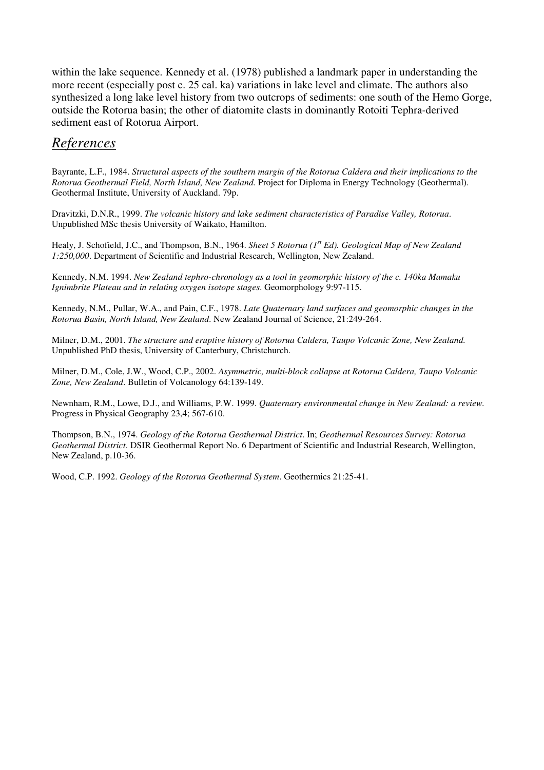within the lake sequence. Kennedy et al. (1978) published a landmark paper in understanding the more recent (especially post c. 25 cal. ka) variations in lake level and climate. The authors also synthesized a long lake level history from two outcrops of sediments: one south of the Hemo Gorge, outside the Rotorua basin; the other of diatomite clasts in dominantly Rotoiti Tephra-derived sediment east of Rotorua Airport.

## References

Bayrante, L.F., 1984. *Structural aspects of the southern margin of the Rotorua Caldera and their implications to the Rotorua Geothermal Field, North Island, New Zealand.* Project for Diploma in Energy Technology (Geothermal). Geothermal Institute, University of Auckland. 79p.

Dravitzki, D.N.R., 1999. *The volcanic history and lake sediment characteristics of Paradise Valley, Rotorua*. Unpublished MSc thesis University of Waikato, Hamilton.

Healy, J. Schofield, J.C., and Thompson, B.N., 1964. *Sheet 5 Rotorua (1st Ed). Geological Map of New Zealand 1:250,000*. Department of Scientific and Industrial Research, Wellington, New Zealand.

Kennedy, N.M. 1994. *New Zealand tephro-chronology as a tool in geomorphic history of the c. 140ka Mamaku Ignimbrite Plateau and in relating oxygen isotope stages*. Geomorphology 9:97-115.

Kennedy, N.M., Pullar, W.A., and Pain, C.F., 1978. *Late Quaternary land surfaces and geomorphic changes in the Rotorua Basin, North Island, New Zealand*. New Zealand Journal of Science, 21:249-264.

Milner, D.M., 2001. *The structure and eruptive history of Rotorua Caldera, Taupo Volcanic Zone, New Zealand.* Unpublished PhD thesis, University of Canterbury, Christchurch.

Milner, D.M., Cole, J.W., Wood, C.P., 2002. *Asymmetric, multi-block collapse at Rotorua Caldera, Taupo Volcanic Zone, New Zealand*. Bulletin of Volcanology 64:139-149.

Newnham, R.M., Lowe, D.J., and Williams, P.W. 1999. *Quaternary environmental change in New Zealand: a review*. Progress in Physical Geography 23,4; 567-610.

Thompson, B.N., 1974. *Geology of the Rotorua Geothermal District*. In; *Geothermal Resources Survey: Rotorua Geothermal District*. DSIR Geothermal Report No. 6 Department of Scientific and Industrial Research, Wellington, New Zealand, p.10-36.

Wood, C.P. 1992. *Geology of the Rotorua Geothermal System*. Geothermics 21:25-41.